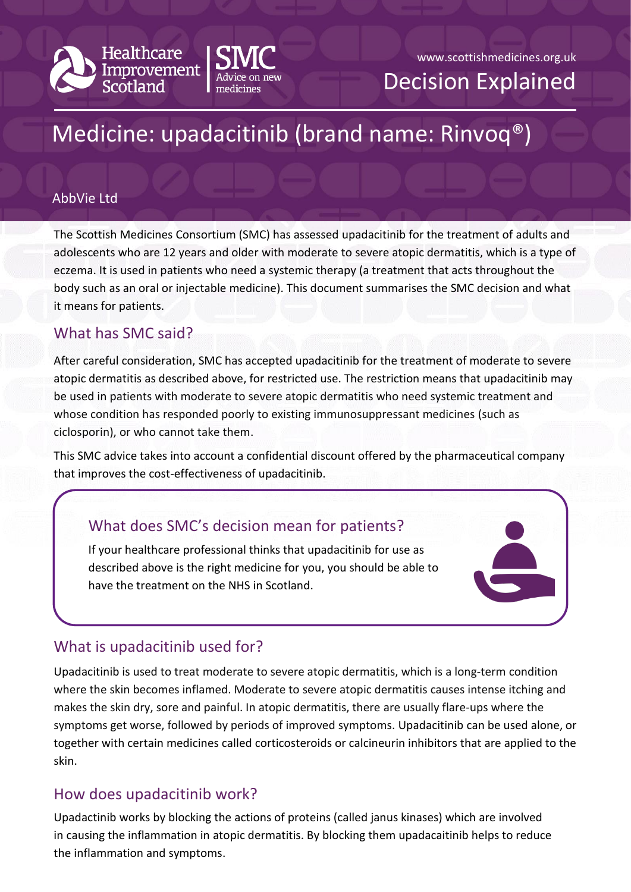Healthcare Improvement Scotland | SMC Advice on new medicines

www.scottishmedicines.org.uk

Decision Explained

# Medicine: upadacitinib (brand name: Rinvoq®)

AbbVie Ltd

The Scottish Medicines Consortium (SMC) has assessed upadacitinib for the treatment of adults and adolescents who are 12 years and older with moderate to severe atopic dermatitis, which is a type of eczema. It is used in patients who need a systemic therapy (a treatment that acts throughout the body such as an oral or injectable medicine). This document summarises the SMC decision and what it means for patients.

## What has SMC said?

After careful consideration, SMC has accepted upadacitinib for the treatment of moderate to severe atopic dermatitis as described above, for restricted use. The restriction means that upadacitinib may be used in patients with moderate to severe atopic dermatitis who need systemic treatment and whose condition has responded poorly to existing immunosuppressant medicines (such as ciclosporin), or who cannot take them.

This SMC advice takes into account a confidential discount offered by the pharmaceutical company that improves the cost-effectiveness of upadacitinib.

### What does SMC's decision mean for patients?

If your healthcare professional thinks that upadacitinib for use as described above is the right medicine for you, you should be able to have the treatment on the NHS in Scotland.

## What is upadacitinib used for?

Upadacitinib is used to treat moderate to severe atopic dermatitis, which is a long-term condition where the skin becomes inflamed. Moderate to severe atopic dermatitis causes intense itching and makes the skin dry, sore and painful. In atopic dermatitis, there are usually flare-ups where the symptoms get worse, followed by periods of improved symptoms. Upadacitinib can be used alone, or together with certain medicines called corticosteroids or calcineurin inhibitors that are applied to the skin.

## How does upadacitinib work?

Upadactinib works by blocking the actions of proteins (called janus kinases) which are involved in causing the inflammation in atopic dermatitis. By blocking them upadacaitinib helps to reduce the inflammation and symptoms.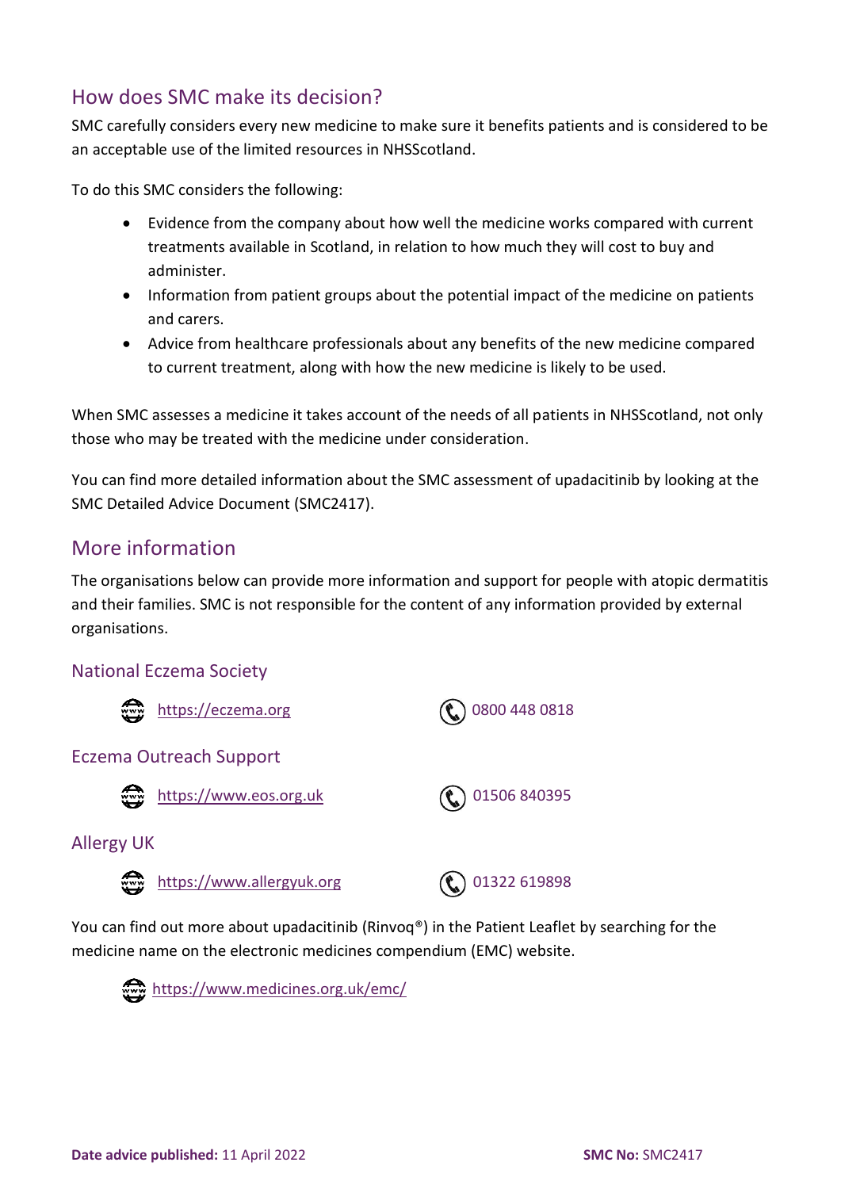## How does SMC make its decision?

SMC carefully considers every new medicine to make sure it benefits patients and is considered to be an acceptable use of the limited resources in NHSScotland.

To do this SMC considers the following:

- Evidence from the company about how well the medicine works compared with current treatments available in Scotland, in relation to how much they will cost to buy and administer.
- Information from patient groups about the potential impact of the medicine on patients and carers.
- Advice from healthcare professionals about any benefits of the new medicine compared to current treatment, along with how the new medicine is likely to be used.

When SMC assesses a medicine it takes account of the needs of all patients in NHSScotland, not only those who may be treated with the medicine under consideration.

You can find more detailed information about the SMC assessment of upadacitinib by looking at the SMC Detailed Advice Document (SMC2417).

## More information

The organisations below can provide more information and support for people with atopic dermatitis and their families. SMC is not responsible for the content of any information provided by external organisations.

### National Eczema Society

https://eczema.org    0800 448 0818

### Eczema Outreach Support

https://www.eos.org.uk    01506 840395

### Allergy UK

https://www.allergyuk.org    01322 619898

You can find out more about upadacitinib (Rinvoq®) in the Patient Leaflet by searching for the medicine name on the electronic medicines compendium (EMC) website.

https://www.medicines.org.uk/emc/

**Date advice published:** 11 April 2022    **SMC No:** SMC2417